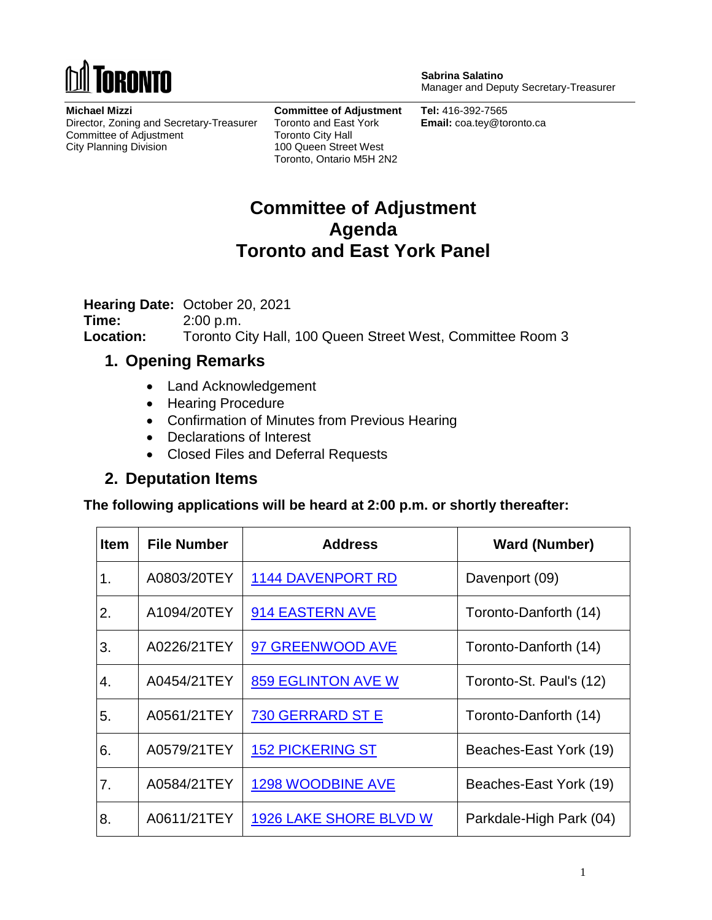**TORONTO**

**Sabrina Salatino**
Manager and Deputy Secretary-Treasurer

**Michael Mizzi**
Director, Zoning and Secretary-Treasurer
Committee of Adjustment
City Planning Division

**Committee of Adjustment**
Toronto and East York
Toronto City Hall
100 Queen Street West
Toronto, Ontario M5H 2N2

**Tel:** 416-392-7565
**Email:** coa.tey@toronto.ca

# Committee of Adjustment
# Agenda
# Toronto and East York Panel

**Hearing Date:** October 20, 2021
**Time:** 2:00 p.m.
**Location:** Toronto City Hall, 100 Queen Street West, Committee Room 3

## 1. Opening Remarks

- Land Acknowledgement
- Hearing Procedure
- Confirmation of Minutes from Previous Hearing
- Declarations of Interest
- Closed Files and Deferral Requests

## 2. Deputation Items

**The following applications will be heard at 2:00 p.m. or shortly thereafter:**

| Item | File Number | Address | Ward (Number) |
|---|---|---|---|
| 1. | A0803/20TEY | 1144 DAVENPORT RD | Davenport (09) |
| 2. | A1094/20TEY | 914 EASTERN AVE | Toronto-Danforth (14) |
| 3. | A0226/21TEY | 97 GREENWOOD AVE | Toronto-Danforth (14) |
| 4. | A0454/21TEY | 859 EGLINTON AVE W | Toronto-St. Paul's (12) |
| 5. | A0561/21TEY | 730 GERRARD ST E | Toronto-Danforth (14) |
| 6. | A0579/21TEY | 152 PICKERING ST | Beaches-East York (19) |
| 7. | A0584/21TEY | 1298 WOODBINE AVE | Beaches-East York (19) |
| 8. | A0611/21TEY | 1926 LAKE SHORE BLVD W | Parkdale-High Park (04) |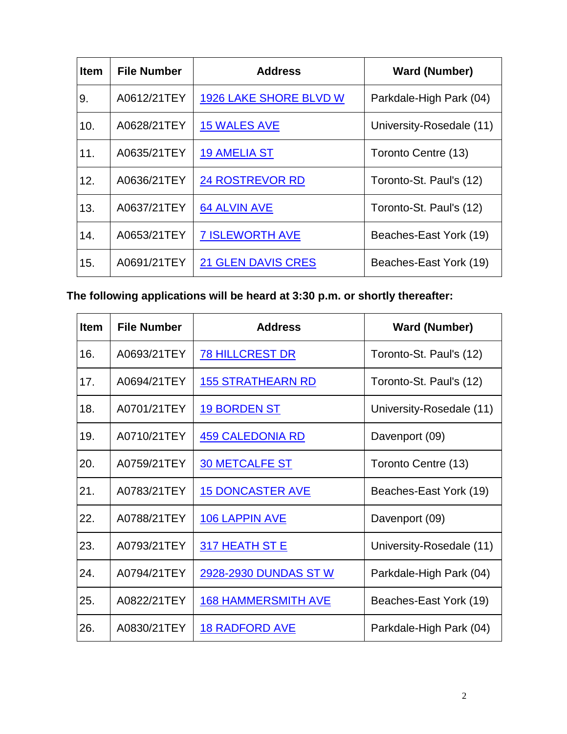| Item | File Number | Address | Ward (Number) |
| --- | --- | --- | --- |
| 9. | A0612/21TEY | 1926 LAKE SHORE BLVD W | Parkdale-High Park (04) |
| 10. | A0628/21TEY | 15 WALES AVE | University-Rosedale (11) |
| 11. | A0635/21TEY | 19 AMELIA ST | Toronto Centre (13) |
| 12. | A0636/21TEY | 24 ROSTREVOR RD | Toronto-St. Paul's (12) |
| 13. | A0637/21TEY | 64 ALVIN AVE | Toronto-St. Paul's (12) |
| 14. | A0653/21TEY | 7 ISLEWORTH AVE | Beaches-East York (19) |
| 15. | A0691/21TEY | 21 GLEN DAVIS CRES | Beaches-East York (19) |

**The following applications will be heard at 3:30 p.m. or shortly thereafter:**

| Item | File Number | Address | Ward (Number) |
| --- | --- | --- | --- |
| 16. | A0693/21TEY | 78 HILLCREST DR | Toronto-St. Paul's (12) |
| 17. | A0694/21TEY | 155 STRATHEARN RD | Toronto-St. Paul's (12) |
| 18. | A0701/21TEY | 19 BORDEN ST | University-Rosedale (11) |
| 19. | A0710/21TEY | 459 CALEDONIA RD | Davenport (09) |
| 20. | A0759/21TEY | 30 METCALFE ST | Toronto Centre (13) |
| 21. | A0783/21TEY | 15 DONCASTER AVE | Beaches-East York (19) |
| 22. | A0788/21TEY | 106 LAPPIN AVE | Davenport (09) |
| 23. | A0793/21TEY | 317 HEATH ST E | University-Rosedale (11) |
| 24. | A0794/21TEY | 2928-2930 DUNDAS ST W | Parkdale-High Park (04) |
| 25. | A0822/21TEY | 168 HAMMERSMITH AVE | Beaches-East York (19) |
| 26. | A0830/21TEY | 18 RADFORD AVE | Parkdale-High Park (04) |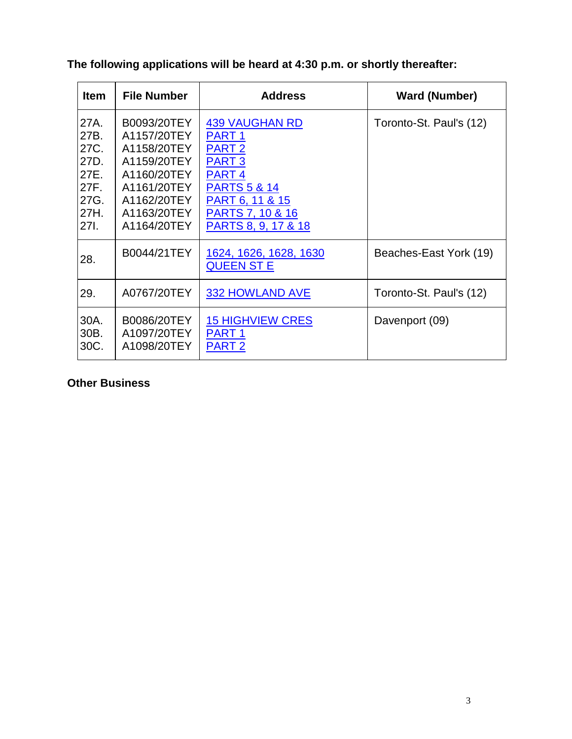**The following applications will be heard at 4:30 p.m. or shortly thereafter:**

| Item | File Number | Address | Ward (Number) |
|---|---|---|---|
| 27A.<br>27B.<br>27C.<br>27D.<br>27E.<br>27F.<br>27G.<br>27H.<br>27I. | B0093/20TEY<br>A1157/20TEY<br>A1158/20TEY<br>A1159/20TEY<br>A1160/20TEY<br>A1161/20TEY<br>A1162/20TEY<br>A1163/20TEY<br>A1164/20TEY | 439 VAUGHAN RD<br>PART 1<br>PART 2<br>PART 3<br>PART 4<br>PARTS 5 & 14<br>PART 6, 11 & 15<br>PARTS 7, 10 & 16<br>PARTS 8, 9, 17 & 18 | Toronto-St. Paul's (12) |
| 28. | B0044/21TEY | 1624, 1626, 1628, 1630 QUEEN ST E | Beaches-East York (19) |
| 29. | A0767/20TEY | 332 HOWLAND AVE | Toronto-St. Paul's (12) |
| 30A.<br>30B.<br>30C. | B0086/20TEY<br>A1097/20TEY<br>A1098/20TEY | 15 HIGHVIEW CRES<br>PART 1<br>PART 2 | Davenport (09) |

**Other Business**